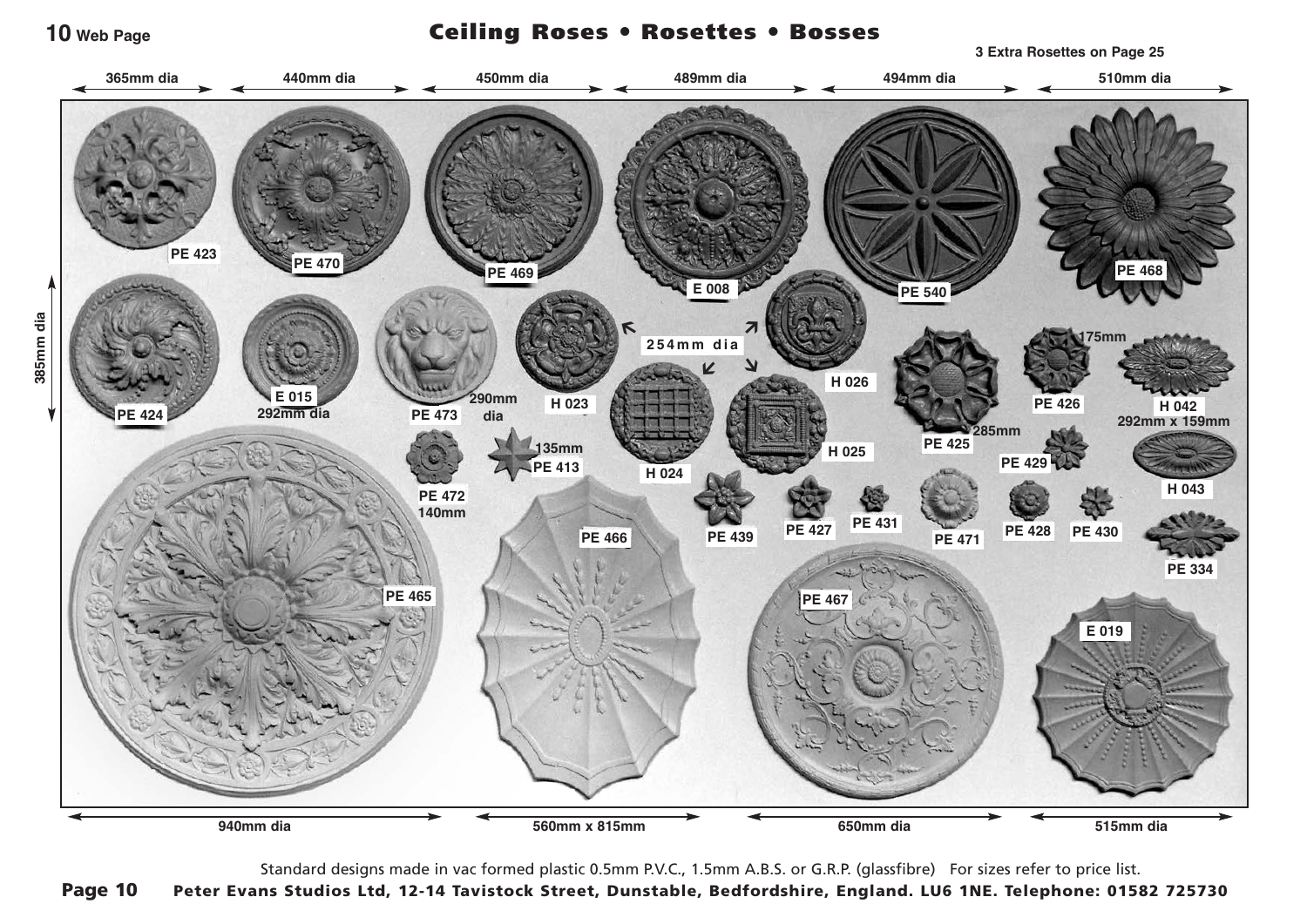# Ceiling Roses • Rosettes • Bosses

3 Extra Rosettes on Page 25

365mm dia — 440mm dia — 450mm dia — 489mm dia — 494mm dia — 510mm dia

PE 423

PE 470

PE 469

E 008

PE 540

PE 468

385mm dia

PE 424

E 015
292mm dia

PE 473

290mm dia

H 023

254mm dia

H 026

H 024

H 025

PE 425

285mm

PE 426

175mm

H 042
292mm x 159mm

PE 429

H 043

PE 472
140mm

PE 413
135mm

PE 439

PE 427

PE 431

PE 471

PE 428

PE 430

PE 334

PE 465

PE 466

PE 467

E 019

940mm dia — 560mm x 815mm — 650mm dia — 515mm dia

Standard designs made in vac formed plastic 0.5mm P.V.C., 1.5mm A.B.S. or G.R.P. (glassfibre) For sizes refer to price list.

**Peter Evans Studios Ltd, 12-14 Tavistock Street, Dunstable, Bedfordshire, England. LU6 1NE. Telephone: 01582 725730**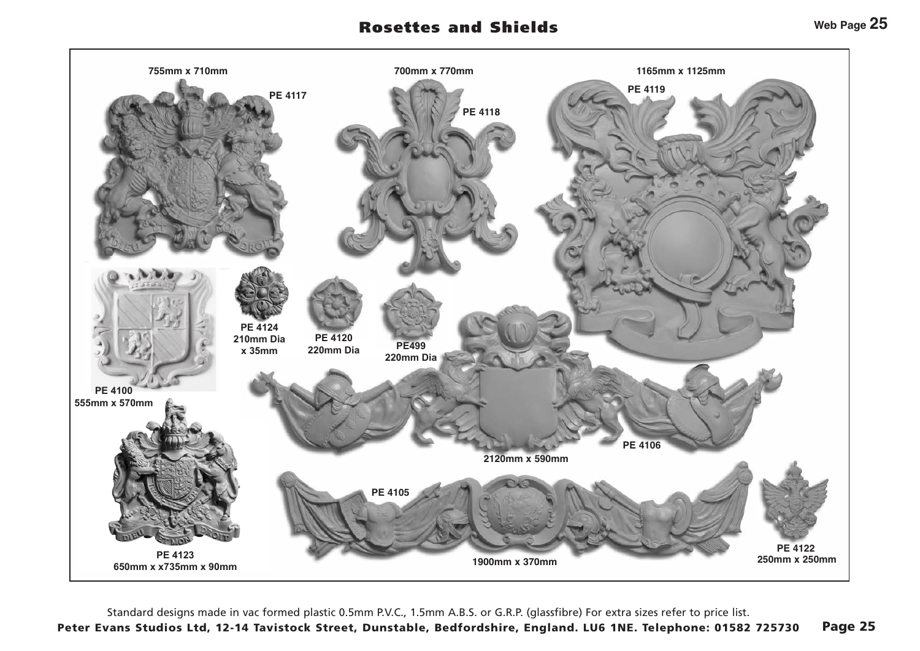# Rosettes and Shields

755mm x 710mm

PE 4117

700mm x 770mm

PE 4118

1165mm x 1125mm

PE 4119

PE 4124
210mm Dia
x 35mm

PE 4120
220mm Dia

PE499
220mm Dia

PE 4100
555mm x 570mm

PE 4106

2120mm x 590mm

PE 4105

1900mm x 370mm

PE 4123
650mm x x735mm x 90mm

PE 4122
250mm x 250mm

Standard designs made in vac formed plastic 0.5mm P.V.C., 1.5mm A.B.S. or G.R.P. (glassfibre) For extra sizes refer to price list.

**Peter Evans Studios Ltd, 12-14 Tavistock Street, Dunstable, Bedfordshire, England. LU6 1NE. Telephone: 01582 725730**